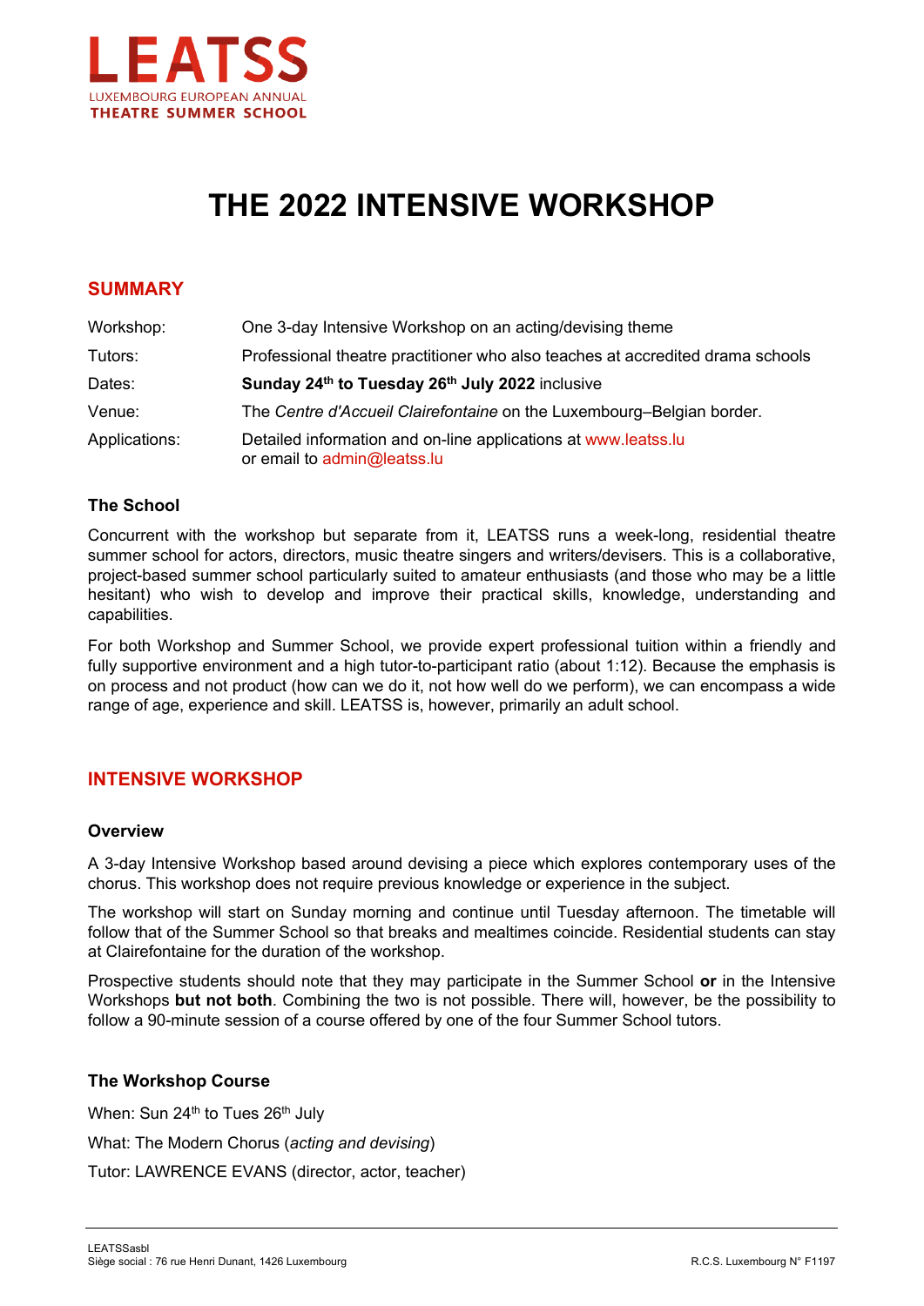LEATSS

LUXEMBOURG EUROPEAN ANNUAL
THEATRE SUMMER SCHOOL

# THE 2022 INTENSIVE WORKSHOP

## SUMMARY

| | |
|---|---|
| Workshop: | One 3-day Intensive Workshop on an acting/devising theme |
| Tutors: | Professional theatre practitioner who also teaches at accredited drama schools |
| Dates: | **Sunday 24th to Tuesday 26th July 2022** inclusive |
| Venue: | The *Centre d'Accueil Clairefontaine* on the Luxembourg–Belgian border. |
| Applications: | Detailed information and on-line applications at www.leatss.lu or email to admin@leatss.lu |

### The School

Concurrent with the workshop but separate from it, LEATSS runs a week-long, residential theatre summer school for actors, directors, music theatre singers and writers/devisers. This is a collaborative, project-based summer school particularly suited to amateur enthusiasts (and those who may be a little hesitant) who wish to develop and improve their practical skills, knowledge, understanding and capabilities.

For both Workshop and Summer School, we provide expert professional tuition within a friendly and fully supportive environment and a high tutor-to-participant ratio (about 1:12). Because the emphasis is on process and not product (how can we do it, not how well do we perform), we can encompass a wide range of age, experience and skill. LEATSS is, however, primarily an adult school.

## INTENSIVE WORKSHOP

### Overview

A 3-day Intensive Workshop based around devising a piece which explores contemporary uses of the chorus. This workshop does not require previous knowledge or experience in the subject.

The workshop will start on Sunday morning and continue until Tuesday afternoon. The timetable will follow that of the Summer School so that breaks and mealtimes coincide. Residential students can stay at Clairefontaine for the duration of the workshop.

Prospective students should note that they may participate in the Summer School **or** in the Intensive Workshops **but not both**. Combining the two is not possible. There will, however, be the possibility to follow a 90-minute session of a course offered by one of the four Summer School tutors.

### The Workshop Course

When: Sun 24th to Tues 26th July

What: The Modern Chorus (*acting and devising*)

Tutor: LAWRENCE EVANS (director, actor, teacher)

LEATSSasbl
Siège social : 76 rue Henri Dunant, 1426 Luxembourg R.C.S. Luxembourg N° F1197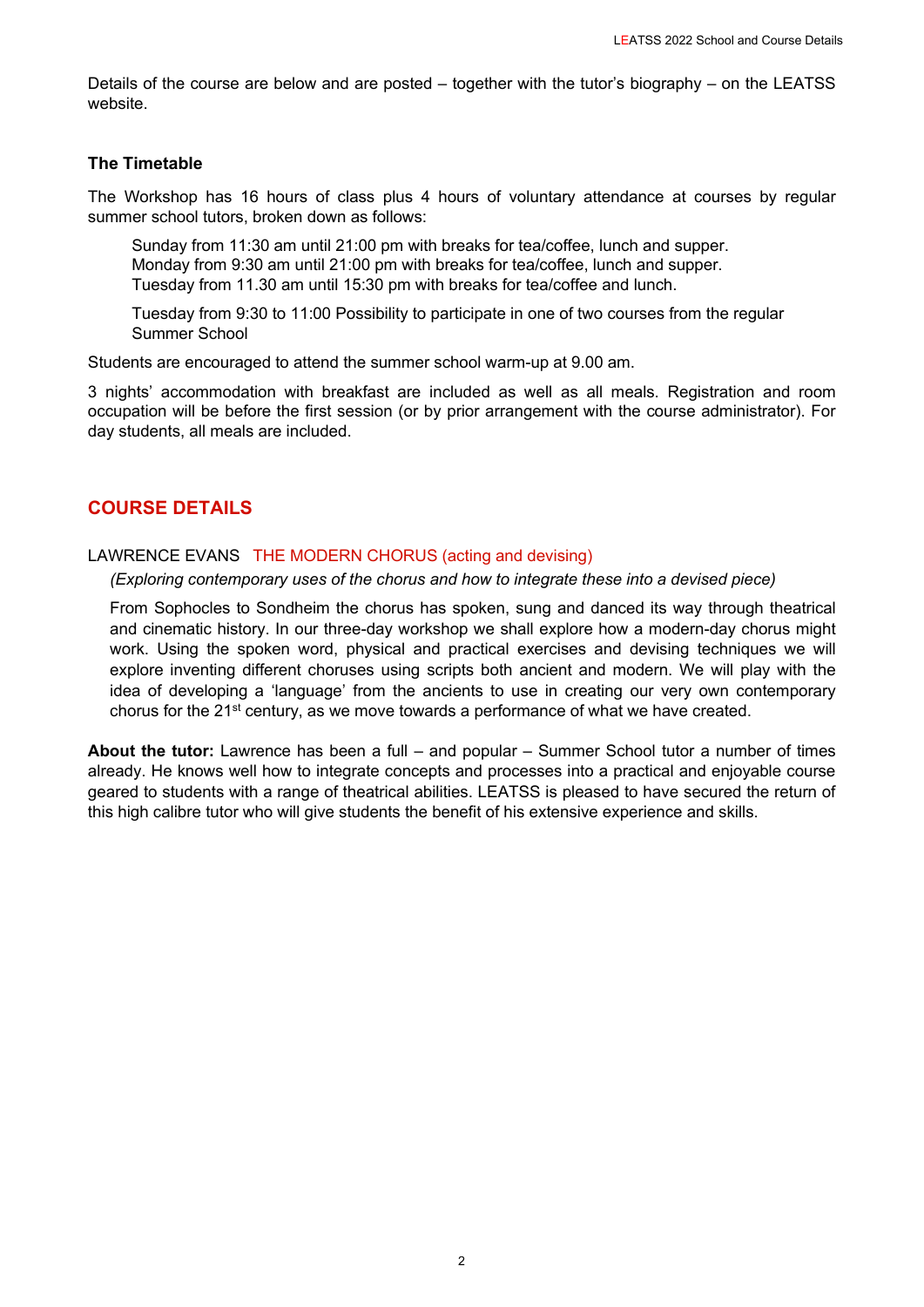Details of the course are below and are posted – together with the tutor's biography – on the LEATSS website.

### The Timetable

The Workshop has 16 hours of class plus 4 hours of voluntary attendance at courses by regular summer school tutors, broken down as follows:

Sunday from 11:30 am until 21:00 pm with breaks for tea/coffee, lunch and supper.
Monday from 9:30 am until 21:00 pm with breaks for tea/coffee, lunch and supper.
Tuesday from 11.30 am until 15:30 pm with breaks for tea/coffee and lunch.

Tuesday from 9:30 to 11:00 Possibility to participate in one of two courses from the regular Summer School

Students are encouraged to attend the summer school warm-up at 9.00 am.

3 nights' accommodation with breakfast are included as well as all meals. Registration and room occupation will be before the first session (or by prior arrangement with the course administrator). For day students, all meals are included.

## COURSE DETAILS

LAWRENCE EVANS THE MODERN CHORUS (acting and devising)

*(Exploring contemporary uses of the chorus and how to integrate these into a devised piece)*

From Sophocles to Sondheim the chorus has spoken, sung and danced its way through theatrical and cinematic history. In our three-day workshop we shall explore how a modern-day chorus might work. Using the spoken word, physical and practical exercises and devising techniques we will explore inventing different choruses using scripts both ancient and modern. We will play with the idea of developing a 'language' from the ancients to use in creating our very own contemporary chorus for the 21st century, as we move towards a performance of what we have created.

**About the tutor:** Lawrence has been a full – and popular – Summer School tutor a number of times already. He knows well how to integrate concepts and processes into a practical and enjoyable course geared to students with a range of theatrical abilities. LEATSS is pleased to have secured the return of this high calibre tutor who will give students the benefit of his extensive experience and skills.